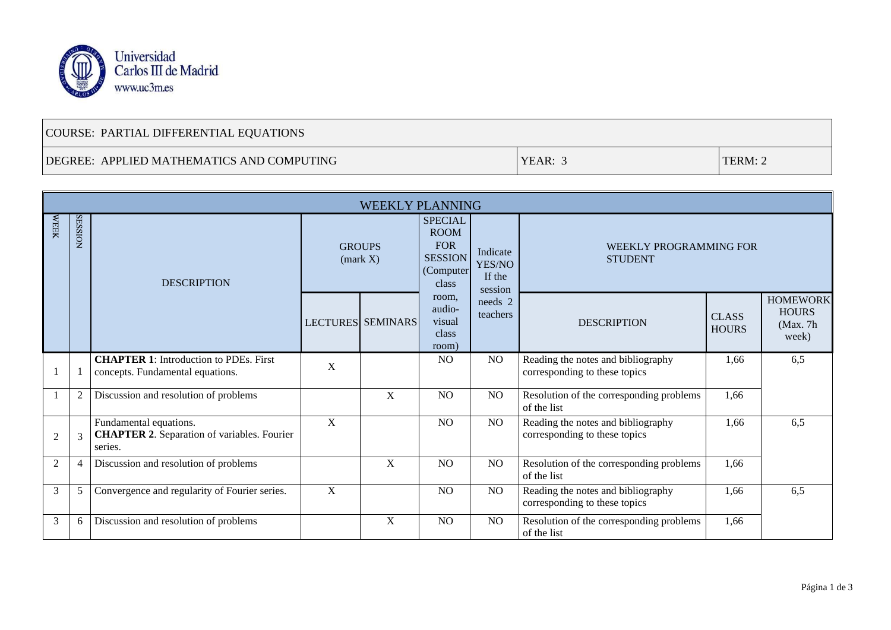Universidad Carlos III de Madrid
www.uc3m.es

| COURSE: PARTIAL DIFFERENTIAL EQUATIONS | | |
|---|---|---|
| DEGREE: APPLIED MATHEMATICS AND COMPUTING | YEAR: 3 | TERM: 2 |

**WEEKLY PLANNING**

| WEEK | SESSION | DESCRIPTION | GROUPS (mark X) | | SPECIAL ROOM FOR SESSION (Computer class room, audio-visual class room) | Indicate YES/NO If the session needs 2 teachers | WEEKLY PROGRAMMING FOR STUDENT | | |
|---|---|---|---|---|---|---|---|---|---|
| | | | LECTURES | SEMINARS | | | DESCRIPTION | CLASS HOURS | HOMEWORK HOURS (Max. 7h week) |
| 1 | 1 | **CHAPTER 1**: Introduction to PDEs. First concepts. Fundamental equations. | X | | NO | NO | Reading the notes and bibliography corresponding to these topics | 1,66 | 6,5 |
| 1 | 2 | Discussion and resolution of problems | | X | NO | NO | Resolution of the corresponding problems of the list | 1,66 | |
| 2 | 3 | Fundamental equations. **CHAPTER 2**. Separation of variables. Fourier series. | X | | NO | NO | Reading the notes and bibliography corresponding to these topics | 1,66 | 6,5 |
| 2 | 4 | Discussion and resolution of problems | | X | NO | NO | Resolution of the corresponding problems of the list | 1,66 | |
| 3 | 5 | Convergence and regularity of Fourier series. | X | | NO | NO | Reading the notes and bibliography corresponding to these topics | 1,66 | 6,5 |
| 3 | 6 | Discussion and resolution of problems | | X | NO | NO | Resolution of the corresponding problems of the list | 1,66 | |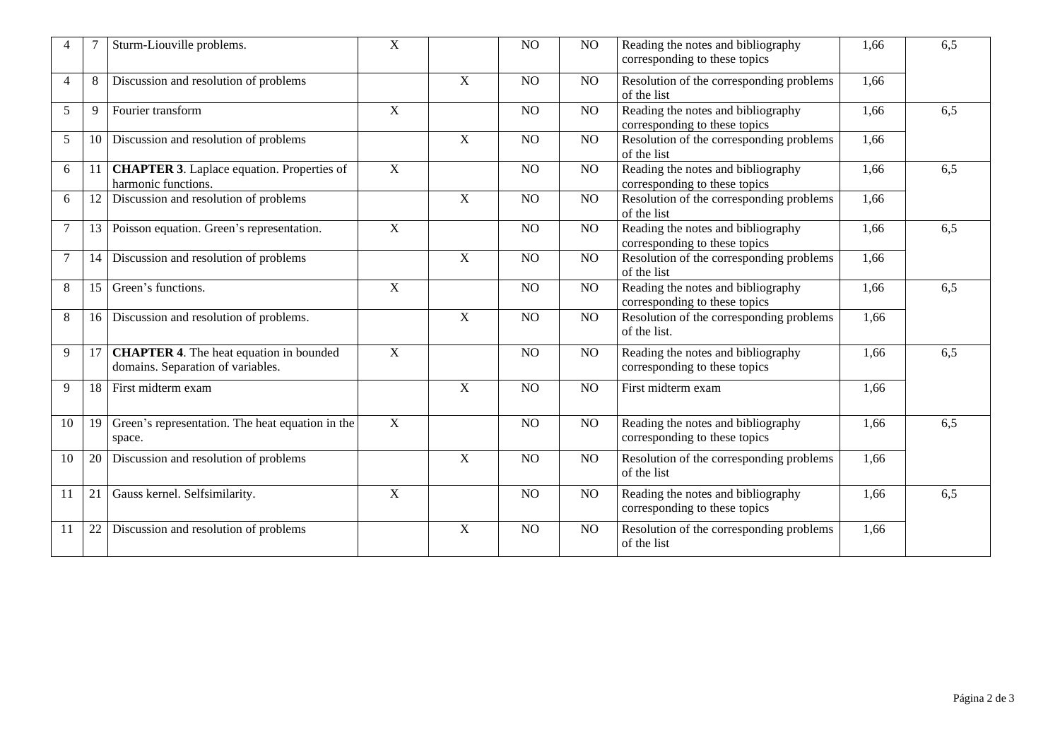| | | | | | | | | | |
|---|---|---|---|---|---|---|---|---|---|
| 4 | 7 | Sturm-Liouville problems. | X | | NO | NO | Reading the notes and bibliography corresponding to these topics | 1,66 | 6,5 |
| 4 | 8 | Discussion and resolution of problems | | X | NO | NO | Resolution of the corresponding problems of the list | 1,66 | |
| 5 | 9 | Fourier transform | X | | NO | NO | Reading the notes and bibliography corresponding to these topics | 1,66 | 6,5 |
| 5 | 10 | Discussion and resolution of problems | | X | NO | NO | Resolution of the corresponding problems of the list | 1,66 | |
| 6 | 11 | **CHAPTER 3**. Laplace equation. Properties of harmonic functions. | X | | NO | NO | Reading the notes and bibliography corresponding to these topics | 1,66 | 6,5 |
| 6 | 12 | Discussion and resolution of problems | | X | NO | NO | Resolution of the corresponding problems of the list | 1,66 | |
| 7 | 13 | Poisson equation. Green's representation. | X | | NO | NO | Reading the notes and bibliography corresponding to these topics | 1,66 | 6,5 |
| 7 | 14 | Discussion and resolution of problems | | X | NO | NO | Resolution of the corresponding problems of the list | 1,66 | |
| 8 | 15 | Green's functions. | X | | NO | NO | Reading the notes and bibliography corresponding to these topics | 1,66 | 6,5 |
| 8 | 16 | Discussion and resolution of problems. | | X | NO | NO | Resolution of the corresponding problems of the list. | 1,66 | |
| 9 | 17 | **CHAPTER 4**. The heat equation in bounded domains. Separation of variables. | X | | NO | NO | Reading the notes and bibliography corresponding to these topics | 1,66 | 6,5 |
| 9 | 18 | First midterm exam | | X | NO | NO | First midterm exam | 1,66 | |
| 10 | 19 | Green's representation. The heat equation in the space. | X | | NO | NO | Reading the notes and bibliography corresponding to these topics | 1,66 | 6,5 |
| 10 | 20 | Discussion and resolution of problems | | X | NO | NO | Resolution of the corresponding problems of the list | 1,66 | |
| 11 | 21 | Gauss kernel. Selfsimilarity. | X | | NO | NO | Reading the notes and bibliography corresponding to these topics | 1,66 | 6,5 |
| 11 | 22 | Discussion and resolution of problems | | X | NO | NO | Resolution of the corresponding problems of the list | 1,66 | |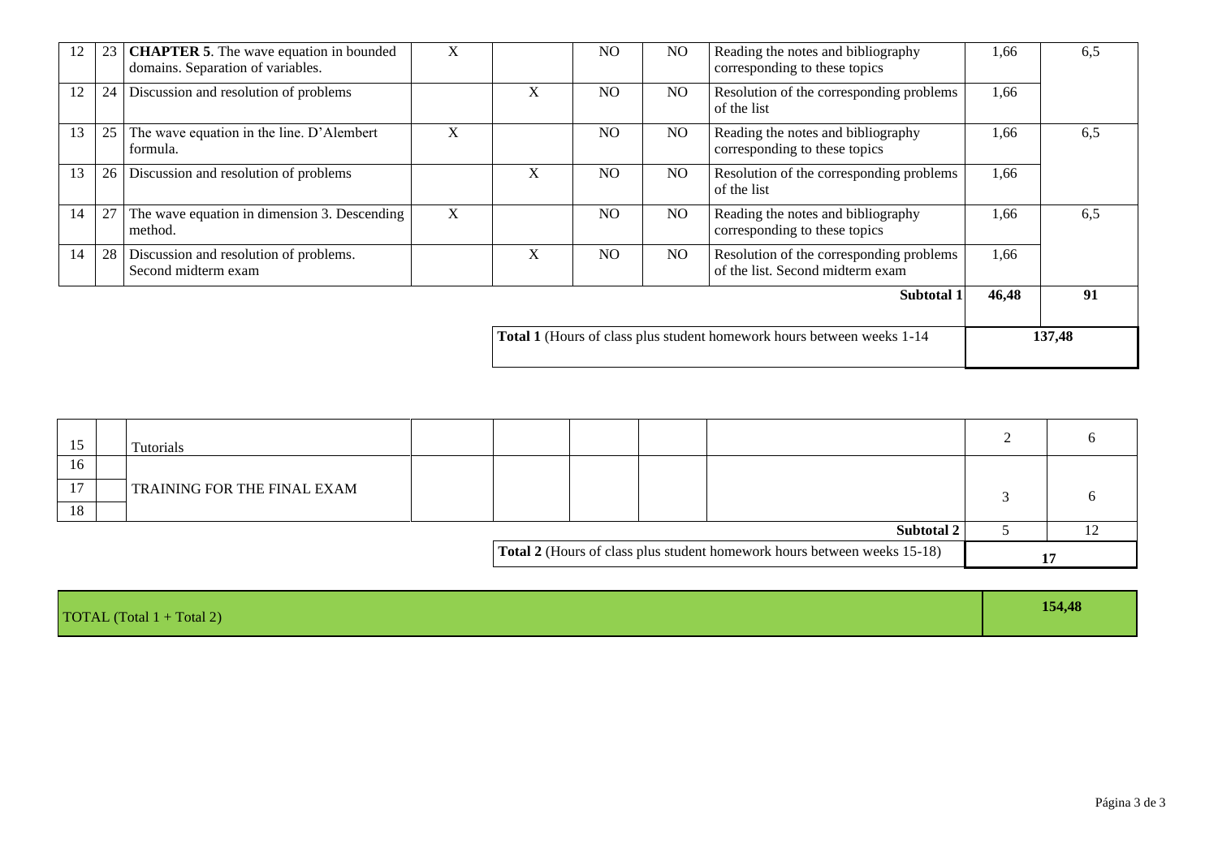| | | | | | | | | | |
|---|---|---|---|---|---|---|---|---|---|
| 12 | 23 | **CHAPTER 5**. The wave equation in bounded domains. Separation of variables. | X | | NO | NO | Reading the notes and bibliography corresponding to these topics | 1,66 | 6,5 |
| 12 | 24 | Discussion and resolution of problems | | X | NO | NO | Resolution of the corresponding problems of the list | 1,66 | |
| 13 | 25 | The wave equation in the line. D'Alembert formula. | X | | NO | NO | Reading the notes and bibliography corresponding to these topics | 1,66 | 6,5 |
| 13 | 26 | Discussion and resolution of problems | | X | NO | NO | Resolution of the corresponding problems of the list | 1,66 | |
| 14 | 27 | The wave equation in dimension 3. Descending method. | X | | NO | NO | Reading the notes and bibliography corresponding to these topics | 1,66 | 6,5 |
| 14 | 28 | Discussion and resolution of problems. Second midterm exam | | X | NO | NO | Resolution of the corresponding problems of the list. Second midterm exam | 1,66 | |
| | | | | | | | **Subtotal 1** | **46,48** | **91** |
| | | | | **Total 1** (Hours of class plus student homework hours between weeks 1-14) | | | | **137,48** | |

| | | | | | | | | | |
|---|---|---|---|---|---|---|---|---|---|
| 15 | | Tutorials | | | | | | 2 | 6 |
| 16 | | TRAINING FOR THE FINAL EXAM | | | | | | 3 | 6 |
| 17 | | | | | | | | | |
| 18 | | | | | | | | | |
| | | | | | | | **Subtotal 2** | 5 | 12 |
| | | | | **Total 2** (Hours of class plus student homework hours between weeks 15-18) | | | | **17** | |

| | |
|---|---|
| TOTAL (Total 1 + Total 2) | **154,48** |